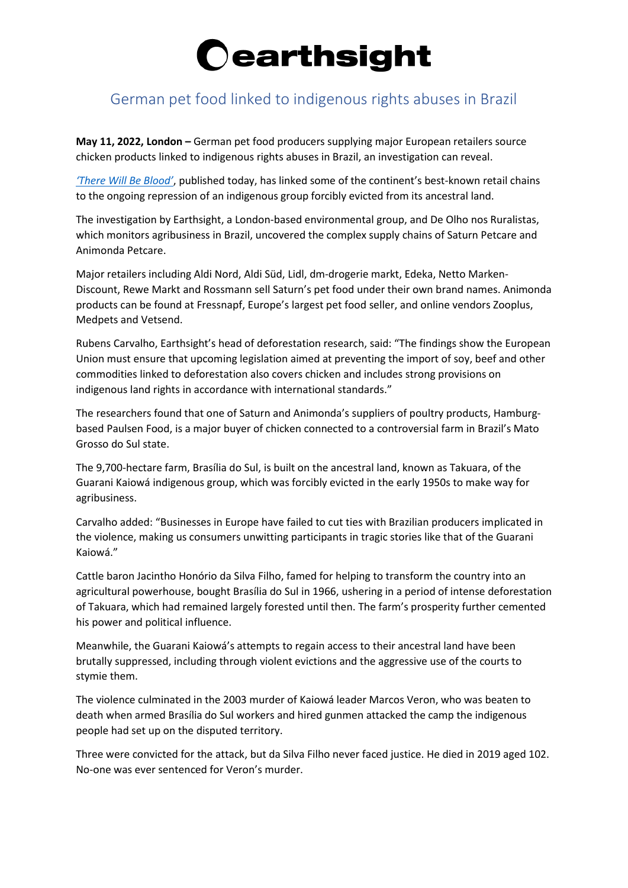# earthsight

## German pet food linked to indigenous rights abuses in Brazil

**May 11, 2022, London –** German pet food producers supplying major European retailers source chicken products linked to indigenous rights abuses in Brazil, an investigation can reveal.

*'There Will Be Blood'*, published today, has linked some of the continent's best-known retail chains to the ongoing repression of an indigenous group forcibly evicted from its ancestral land.

The investigation by Earthsight, a London-based environmental group, and De Olho nos Ruralistas, which monitors agribusiness in Brazil, uncovered the complex supply chains of Saturn Petcare and Animonda Petcare.

Major retailers including Aldi Nord, Aldi Süd, Lidl, dm-drogerie markt, Edeka, Netto Marken-Discount, Rewe Markt and Rossmann sell Saturn's pet food under their own brand names. Animonda products can be found at Fressnapf, Europe's largest pet food seller, and online vendors Zooplus, Medpets and Vetsend.

Rubens Carvalho, Earthsight's head of deforestation research, said: "The findings show the European Union must ensure that upcoming legislation aimed at preventing the import of soy, beef and other commodities linked to deforestation also covers chicken and includes strong provisions on indigenous land rights in accordance with international standards."

The researchers found that one of Saturn and Animonda's suppliers of poultry products, Hamburg-based Paulsen Food, is a major buyer of chicken connected to a controversial farm in Brazil's Mato Grosso do Sul state.

The 9,700-hectare farm, Brasília do Sul, is built on the ancestral land, known as Takuara, of the Guarani Kaiowá indigenous group, which was forcibly evicted in the early 1950s to make way for agribusiness.

Carvalho added: "Businesses in Europe have failed to cut ties with Brazilian producers implicated in the violence, making us consumers unwitting participants in tragic stories like that of the Guarani Kaiowá."

Cattle baron Jacintho Honório da Silva Filho, famed for helping to transform the country into an agricultural powerhouse, bought Brasília do Sul in 1966, ushering in a period of intense deforestation of Takuara, which had remained largely forested until then. The farm's prosperity further cemented his power and political influence.

Meanwhile, the Guarani Kaiowá's attempts to regain access to their ancestral land have been brutally suppressed, including through violent evictions and the aggressive use of the courts to stymie them.

The violence culminated in the 2003 murder of Kaiowá leader Marcos Veron, who was beaten to death when armed Brasília do Sul workers and hired gunmen attacked the camp the indigenous people had set up on the disputed territory.

Three were convicted for the attack, but da Silva Filho never faced justice. He died in 2019 aged 102. No-one was ever sentenced for Veron's murder.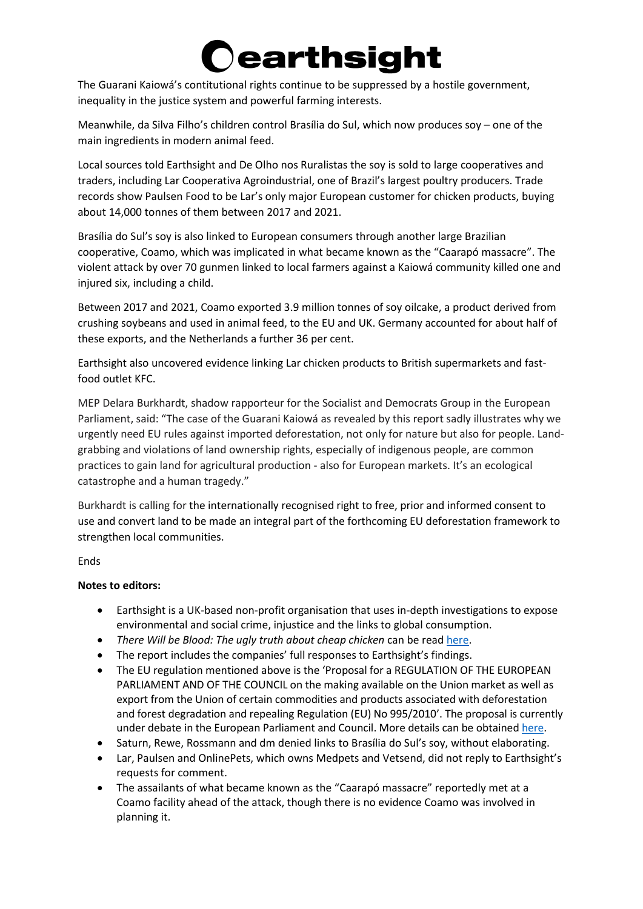The Guarani Kaiowá's contitutional rights continue to be suppressed by a hostile government, inequality in the justice system and powerful farming interests.

Meanwhile, da Silva Filho's children control Brasília do Sul, which now produces soy – one of the main ingredients in modern animal feed.

Local sources told Earthsight and De Olho nos Ruralistas the soy is sold to large cooperatives and traders, including Lar Cooperativa Agroindustrial, one of Brazil's largest poultry producers. Trade records show Paulsen Food to be Lar's only major European customer for chicken products, buying about 14,000 tonnes of them between 2017 and 2021.

Brasília do Sul's soy is also linked to European consumers through another large Brazilian cooperative, Coamo, which was implicated in what became known as the "Caarapó massacre". The violent attack by over 70 gunmen linked to local farmers against a Kaiowá community killed one and injured six, including a child.

Between 2017 and 2021, Coamo exported 3.9 million tonnes of soy oilcake, a product derived from crushing soybeans and used in animal feed, to the EU and UK. Germany accounted for about half of these exports, and the Netherlands a further 36 per cent.

Earthsight also uncovered evidence linking Lar chicken products to British supermarkets and fast-food outlet KFC.

MEP Delara Burkhardt, shadow rapporteur for the Socialist and Democrats Group in the European Parliament, said: "The case of the Guarani Kaiowá as revealed by this report sadly illustrates why we urgently need EU rules against imported deforestation, not only for nature but also for people. Land-grabbing and violations of land ownership rights, especially of indigenous people, are common practices to gain land for agricultural production - also for European markets. It's an ecological catastrophe and a human tragedy."

Burkhardt is calling for the internationally recognised right to free, prior and informed consent to use and convert land to be made an integral part of the forthcoming EU deforestation framework to strengthen local communities.

Ends

**Notes to editors:**

- Earthsight is a UK-based non-profit organisation that uses in-depth investigations to expose environmental and social crime, injustice and the links to global consumption.
- *There Will be Blood: The ugly truth about cheap chicken* can be read here.
- The report includes the companies' full responses to Earthsight's findings.
- The EU regulation mentioned above is the 'Proposal for a REGULATION OF THE EUROPEAN PARLIAMENT AND OF THE COUNCIL on the making available on the Union market as well as export from the Union of certain commodities and products associated with deforestation and forest degradation and repealing Regulation (EU) No 995/2010'. The proposal is currently under debate in the European Parliament and Council. More details can be obtained here.
- Saturn, Rewe, Rossmann and dm denied links to Brasília do Sul's soy, without elaborating.
- Lar, Paulsen and OnlinePets, which owns Medpets and Vetsend, did not reply to Earthsight's requests for comment.
- The assailants of what became known as the "Caarapó massacre" reportedly met at a Coamo facility ahead of the attack, though there is no evidence Coamo was involved in planning it.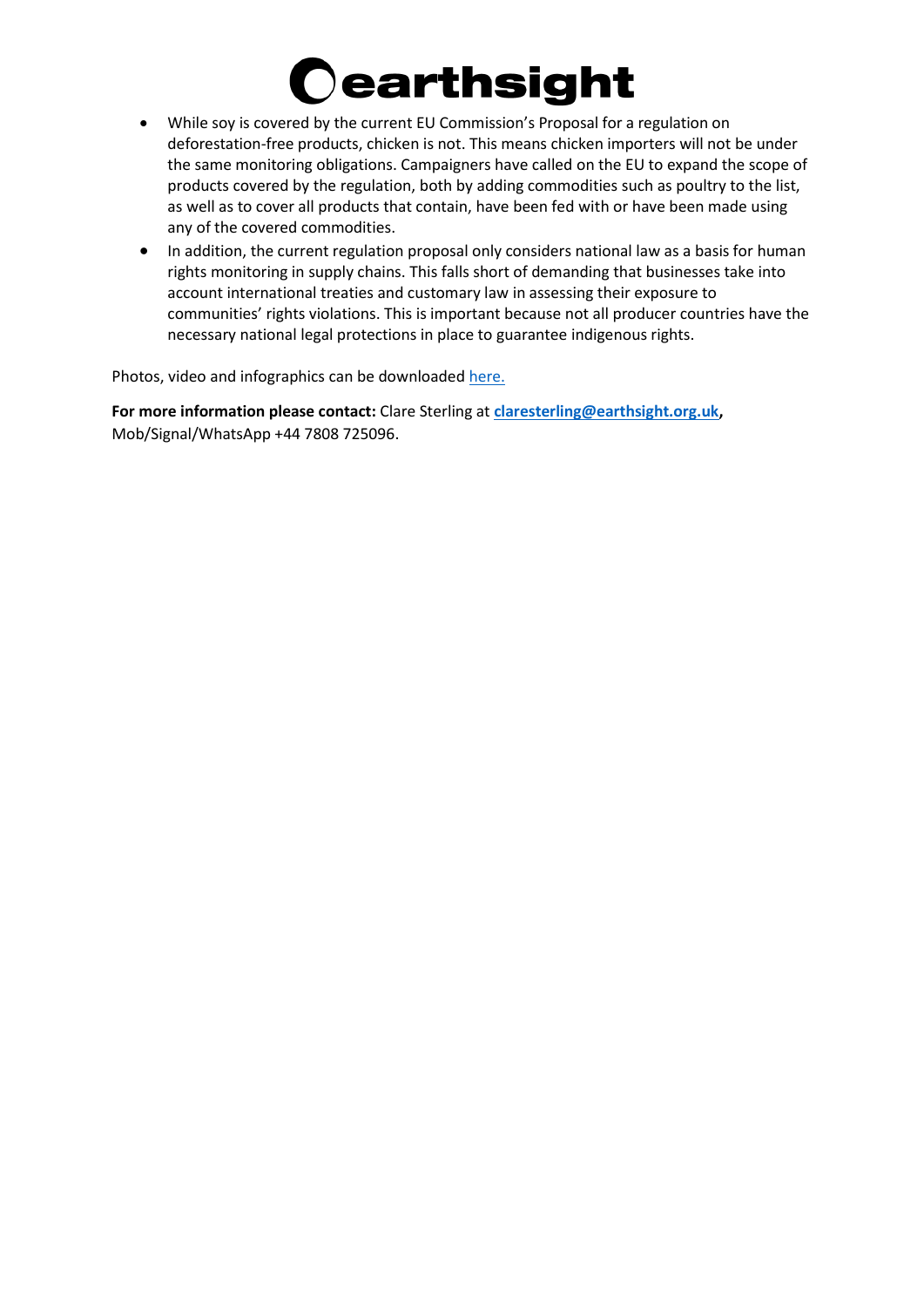- While soy is covered by the current EU Commission's Proposal for a regulation on deforestation-free products, chicken is not. This means chicken importers will not be under the same monitoring obligations. Campaigners have called on the EU to expand the scope of products covered by the regulation, both by adding commodities such as poultry to the list, as well as to cover all products that contain, have been fed with or have been made using any of the covered commodities.
- In addition, the current regulation proposal only considers national law as a basis for human rights monitoring in supply chains. This falls short of demanding that businesses take into account international treaties and customary law in assessing their exposure to communities' rights violations. This is important because not all producer countries have the necessary national legal protections in place to guarantee indigenous rights.

Photos, video and infographics can be downloaded here.

**For more information please contact:** Clare Sterling at **claresterling@earthsight.org.uk,** Mob/Signal/WhatsApp +44 7808 725096.